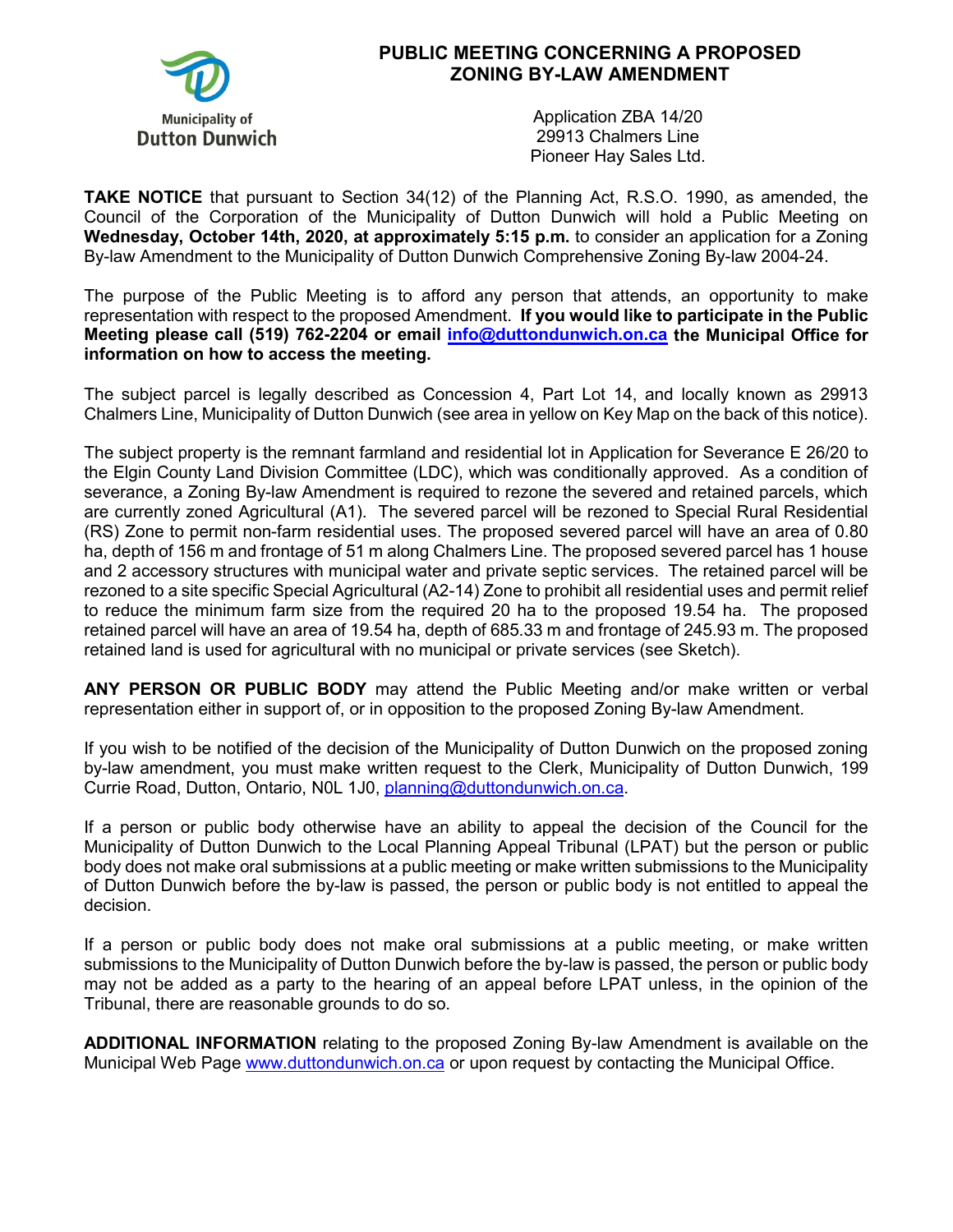Municipality of
Dutton Dunwich

# PUBLIC MEETING CONCERNING A PROPOSED ZONING BY-LAW AMENDMENT

Application ZBA 14/20
29913 Chalmers Line
Pioneer Hay Sales Ltd.

**TAKE NOTICE** that pursuant to Section 34(12) of the Planning Act, R.S.O. 1990, as amended, the Council of the Corporation of the Municipality of Dutton Dunwich will hold a Public Meeting on **Wednesday, October 14th, 2020, at approximately 5:15 p.m.** to consider an application for a Zoning By-law Amendment to the Municipality of Dutton Dunwich Comprehensive Zoning By-law 2004-24.

The purpose of the Public Meeting is to afford any person that attends, an opportunity to make representation with respect to the proposed Amendment. **If you would like to participate in the Public Meeting please call (519) 762-2204 or email [info@duttondunwich.on.ca](mailto:info@duttondunwich.on.ca) the Municipal Office for information on how to access the meeting.**

The subject parcel is legally described as Concession 4, Part Lot 14, and locally known as 29913 Chalmers Line, Municipality of Dutton Dunwich (see area in yellow on Key Map on the back of this notice).

The subject property is the remnant farmland and residential lot in Application for Severance E 26/20 to the Elgin County Land Division Committee (LDC), which was conditionally approved. As a condition of severance, a Zoning By-law Amendment is required to rezone the severed and retained parcels, which are currently zoned Agricultural (A1). The severed parcel will be rezoned to Special Rural Residential (RS) Zone to permit non-farm residential uses. The proposed severed parcel will have an area of 0.80 ha, depth of 156 m and frontage of 51 m along Chalmers Line. The proposed severed parcel has 1 house and 2 accessory structures with municipal water and private septic services. The retained parcel will be rezoned to a site specific Special Agricultural (A2-14) Zone to prohibit all residential uses and permit relief to reduce the minimum farm size from the required 20 ha to the proposed 19.54 ha. The proposed retained parcel will have an area of 19.54 ha, depth of 685.33 m and frontage of 245.93 m. The proposed retained land is used for agricultural with no municipal or private services (see Sketch).

**ANY PERSON OR PUBLIC BODY** may attend the Public Meeting and/or make written or verbal representation either in support of, or in opposition to the proposed Zoning By-law Amendment.

If you wish to be notified of the decision of the Municipality of Dutton Dunwich on the proposed zoning by-law amendment, you must make written request to the Clerk, Municipality of Dutton Dunwich, 199 Currie Road, Dutton, Ontario, N0L 1J0, [planning@duttondunwich.on.ca](mailto:planning@duttondunwich.on.ca).

If a person or public body otherwise have an ability to appeal the decision of the Council for the Municipality of Dutton Dunwich to the Local Planning Appeal Tribunal (LPAT) but the person or public body does not make oral submissions at a public meeting or make written submissions to the Municipality of Dutton Dunwich before the by-law is passed, the person or public body is not entitled to appeal the decision.

If a person or public body does not make oral submissions at a public meeting, or make written submissions to the Municipality of Dutton Dunwich before the by-law is passed, the person or public body may not be added as a party to the hearing of an appeal before LPAT unless, in the opinion of the Tribunal, there are reasonable grounds to do so.

**ADDITIONAL INFORMATION** relating to the proposed Zoning By-law Amendment is available on the Municipal Web Page [www.duttondunwich.on.ca](http://www.duttondunwich.on.ca) or upon request by contacting the Municipal Office.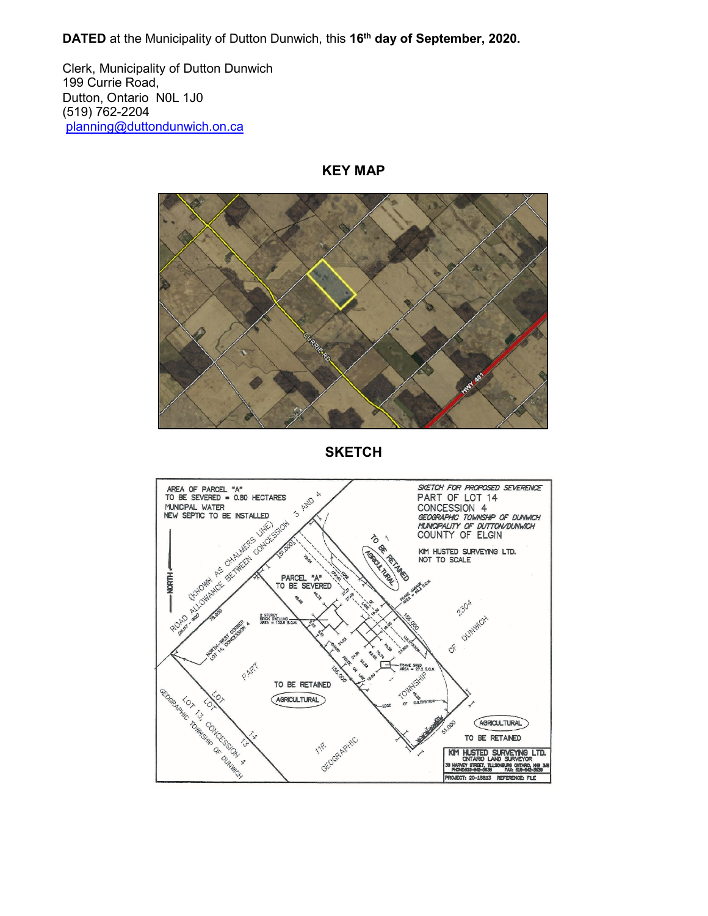**DATED** at the Municipality of Dutton Dunwich, this **16th day of September, 2020.**

Clerk, Municipality of Dutton Dunwich
199 Currie Road,
Dutton, Ontario N0L 1J0
(519) 762-2204
planning@duttondunwich.on.ca

## KEY MAP

CURRIE RD

HWY 401

## SKETCH

AREA OF PARCEL "A"
TO BE SEVERED = 0.80 HECTARES
MUNICIPAL WATER
NEW SEPTIC TO BE INSTALLED

SKETCH FOR PROPOSED SEVERENCE
PART OF LOT 14
CONCESSION 4
GEOGRAPHIC TOWNSHIP OF DUNWICH
MUNICIPALITY OF DUTTON/DUNWICH
COUNTY OF ELGIN

KIM HUSTED SURVEYING LTD.
NOT TO SCALE

ROAD ALLOWANCE BETWEEN CONCESSION 3 AND 4
(KNOWN AS CHALMERS LINE)

PARCEL "A"
TO BE SEVERED

TO BE RETAINED
AGRICULTURAL

2 STOREY BRICK DWELLING AREA = 132.8 S.Q.M.

FRAME GARAGE AREA = 80.2 S.Q.M.

FRAME SHED AREA = 27.2 S.Q.M.

NORTH-WEST CORNER LOT 14, CONCESSION 4

156.000

51.000

78.000

NORTH

PART LOT 14

LOT 13, CONCESSION 4
GEOGRAPHIC TOWNSHIP OF DUNWICH

11R 2304 OF DUNWICH GEOGRAPHIC TOWNSHIP

EDGE OF CULTIVATION

KIM HUSTED SURVEYING LTD.
ONTARIO LAND SURVEYOR
30 HARVEY STREET, TILLSONBURG ONTARIO, N4G 3J8
PHONE: 519-842-3638 FAX: 519-842-3639
PROJECT: 20-15813 REFERENCE: FILE